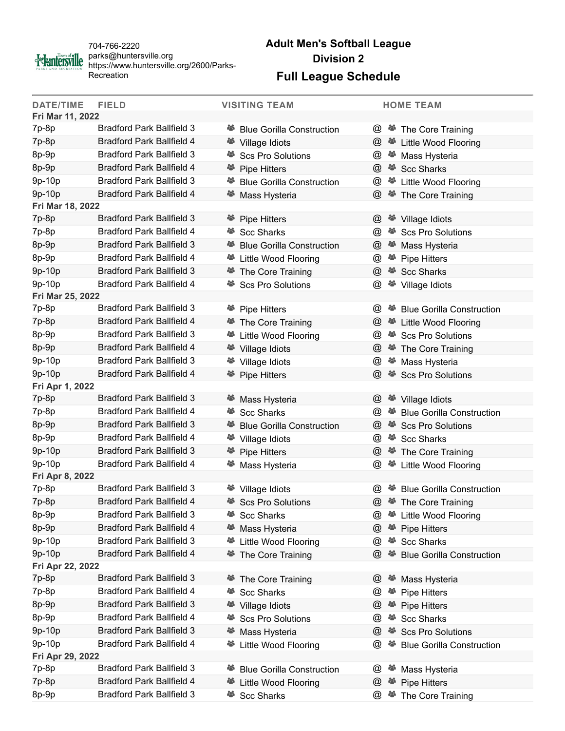704-766-2220
parks@huntersville.org
https://www.huntersville.org/2600/Parks-Recreation

# Adult Men's Softball League
## Division 2
## Full League Schedule

| DATE/TIME | FIELD | VISITING TEAM | | HOME TEAM |
|---|---|---|---|---|
| **Fri Mar 11, 2022** | | | | |
| 7p-8p | Bradford Park Ballfield 3 | Blue Gorilla Construction | @ | The Core Training |
| 7p-8p | Bradford Park Ballfield 4 | Village Idiots | @ | Little Wood Flooring |
| 8p-9p | Bradford Park Ballfield 3 | Scs Pro Solutions | @ | Mass Hysteria |
| 8p-9p | Bradford Park Ballfield 4 | Pipe Hitters | @ | Scc Sharks |
| 9p-10p | Bradford Park Ballfield 3 | Blue Gorilla Construction | @ | Little Wood Flooring |
| 9p-10p | Bradford Park Ballfield 4 | Mass Hysteria | @ | The Core Training |
| **Fri Mar 18, 2022** | | | | |
| 7p-8p | Bradford Park Ballfield 3 | Pipe Hitters | @ | Village Idiots |
| 7p-8p | Bradford Park Ballfield 4 | Scc Sharks | @ | Scs Pro Solutions |
| 8p-9p | Bradford Park Ballfield 3 | Blue Gorilla Construction | @ | Mass Hysteria |
| 8p-9p | Bradford Park Ballfield 4 | Little Wood Flooring | @ | Pipe Hitters |
| 9p-10p | Bradford Park Ballfield 3 | The Core Training | @ | Scc Sharks |
| 9p-10p | Bradford Park Ballfield 4 | Scs Pro Solutions | @ | Village Idiots |
| **Fri Mar 25, 2022** | | | | |
| 7p-8p | Bradford Park Ballfield 3 | Pipe Hitters | @ | Blue Gorilla Construction |
| 7p-8p | Bradford Park Ballfield 4 | The Core Training | @ | Little Wood Flooring |
| 8p-9p | Bradford Park Ballfield 3 | Little Wood Flooring | @ | Scs Pro Solutions |
| 8p-9p | Bradford Park Ballfield 4 | Village Idiots | @ | The Core Training |
| 9p-10p | Bradford Park Ballfield 3 | Village Idiots | @ | Mass Hysteria |
| 9p-10p | Bradford Park Ballfield 4 | Pipe Hitters | @ | Scs Pro Solutions |
| **Fri Apr 1, 2022** | | | | |
| 7p-8p | Bradford Park Ballfield 3 | Mass Hysteria | @ | Village Idiots |
| 7p-8p | Bradford Park Ballfield 4 | Scc Sharks | @ | Blue Gorilla Construction |
| 8p-9p | Bradford Park Ballfield 3 | Blue Gorilla Construction | @ | Scs Pro Solutions |
| 8p-9p | Bradford Park Ballfield 4 | Village Idiots | @ | Scc Sharks |
| 9p-10p | Bradford Park Ballfield 3 | Pipe Hitters | @ | The Core Training |
| 9p-10p | Bradford Park Ballfield 4 | Mass Hysteria | @ | Little Wood Flooring |
| **Fri Apr 8, 2022** | | | | |
| 7p-8p | Bradford Park Ballfield 3 | Village Idiots | @ | Blue Gorilla Construction |
| 7p-8p | Bradford Park Ballfield 4 | Scs Pro Solutions | @ | The Core Training |
| 8p-9p | Bradford Park Ballfield 3 | Scc Sharks | @ | Little Wood Flooring |
| 8p-9p | Bradford Park Ballfield 4 | Mass Hysteria | @ | Pipe Hitters |
| 9p-10p | Bradford Park Ballfield 3 | Little Wood Flooring | @ | Scc Sharks |
| 9p-10p | Bradford Park Ballfield 4 | The Core Training | @ | Blue Gorilla Construction |
| **Fri Apr 22, 2022** | | | | |
| 7p-8p | Bradford Park Ballfield 3 | The Core Training | @ | Mass Hysteria |
| 7p-8p | Bradford Park Ballfield 4 | Scc Sharks | @ | Pipe Hitters |
| 8p-9p | Bradford Park Ballfield 3 | Village Idiots | @ | Pipe Hitters |
| 8p-9p | Bradford Park Ballfield 4 | Scs Pro Solutions | @ | Scc Sharks |
| 9p-10p | Bradford Park Ballfield 3 | Mass Hysteria | @ | Scs Pro Solutions |
| 9p-10p | Bradford Park Ballfield 4 | Little Wood Flooring | @ | Blue Gorilla Construction |
| **Fri Apr 29, 2022** | | | | |
| 7p-8p | Bradford Park Ballfield 3 | Blue Gorilla Construction | @ | Mass Hysteria |
| 7p-8p | Bradford Park Ballfield 4 | Little Wood Flooring | @ | Pipe Hitters |
| 8p-9p | Bradford Park Ballfield 3 | Scc Sharks | @ | The Core Training |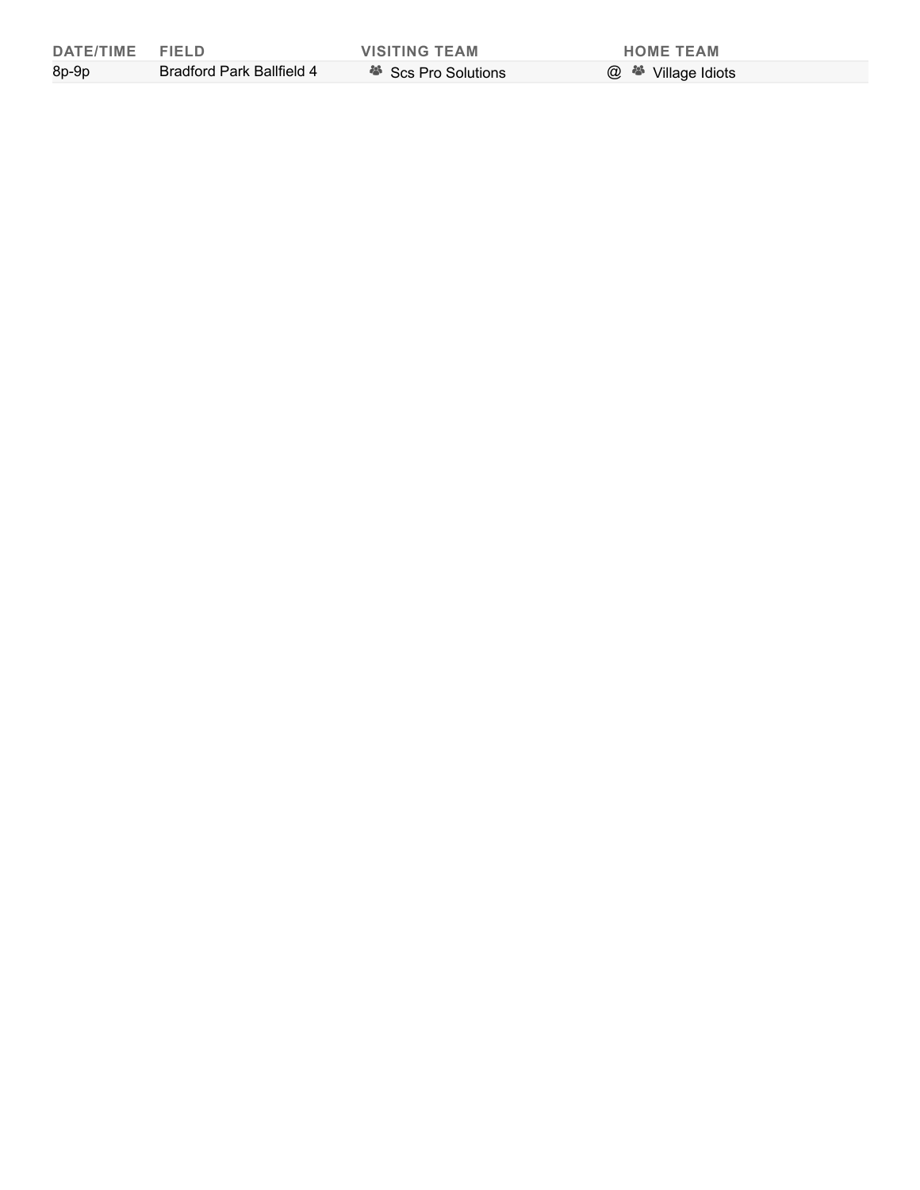| DATE/TIME | FIELD | VISITING TEAM | | HOME TEAM |
|---|---|---|---|---|
| 8p-9p | Bradford Park Ballfield 4 | Scs Pro Solutions | @ | Village Idiots |